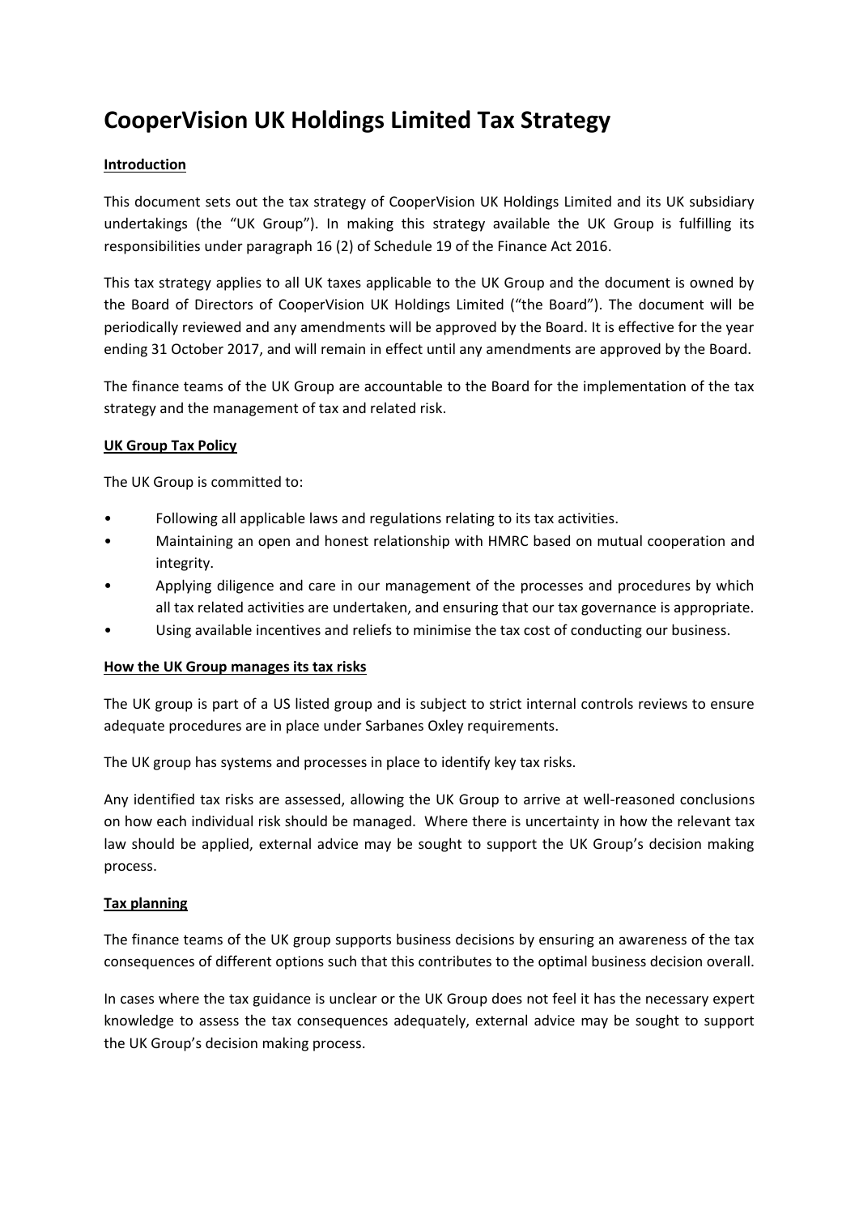# CooperVision UK Holdings Limited Tax Strategy

**Introduction**

This document sets out the tax strategy of CooperVision UK Holdings Limited and its UK subsidiary undertakings (the "UK Group"). In making this strategy available the UK Group is fulfilling its responsibilities under paragraph 16 (2) of Schedule 19 of the Finance Act 2016.

This tax strategy applies to all UK taxes applicable to the UK Group and the document is owned by the Board of Directors of CooperVision UK Holdings Limited ("the Board"). The document will be periodically reviewed and any amendments will be approved by the Board. It is effective for the year ending 31 October 2017, and will remain in effect until any amendments are approved by the Board.

The finance teams of the UK Group are accountable to the Board for the implementation of the tax strategy and the management of tax and related risk.

**UK Group Tax Policy**

The UK Group is committed to:

- Following all applicable laws and regulations relating to its tax activities.
- Maintaining an open and honest relationship with HMRC based on mutual cooperation and integrity.
- Applying diligence and care in our management of the processes and procedures by which all tax related activities are undertaken, and ensuring that our tax governance is appropriate.
- Using available incentives and reliefs to minimise the tax cost of conducting our business.

**How the UK Group manages its tax risks**

The UK group is part of a US listed group and is subject to strict internal controls reviews to ensure adequate procedures are in place under Sarbanes Oxley requirements.

The UK group has systems and processes in place to identify key tax risks.

Any identified tax risks are assessed, allowing the UK Group to arrive at well-reasoned conclusions on how each individual risk should be managed. Where there is uncertainty in how the relevant tax law should be applied, external advice may be sought to support the UK Group's decision making process.

**Tax planning**

The finance teams of the UK group supports business decisions by ensuring an awareness of the tax consequences of different options such that this contributes to the optimal business decision overall.

In cases where the tax guidance is unclear or the UK Group does not feel it has the necessary expert knowledge to assess the tax consequences adequately, external advice may be sought to support the UK Group's decision making process.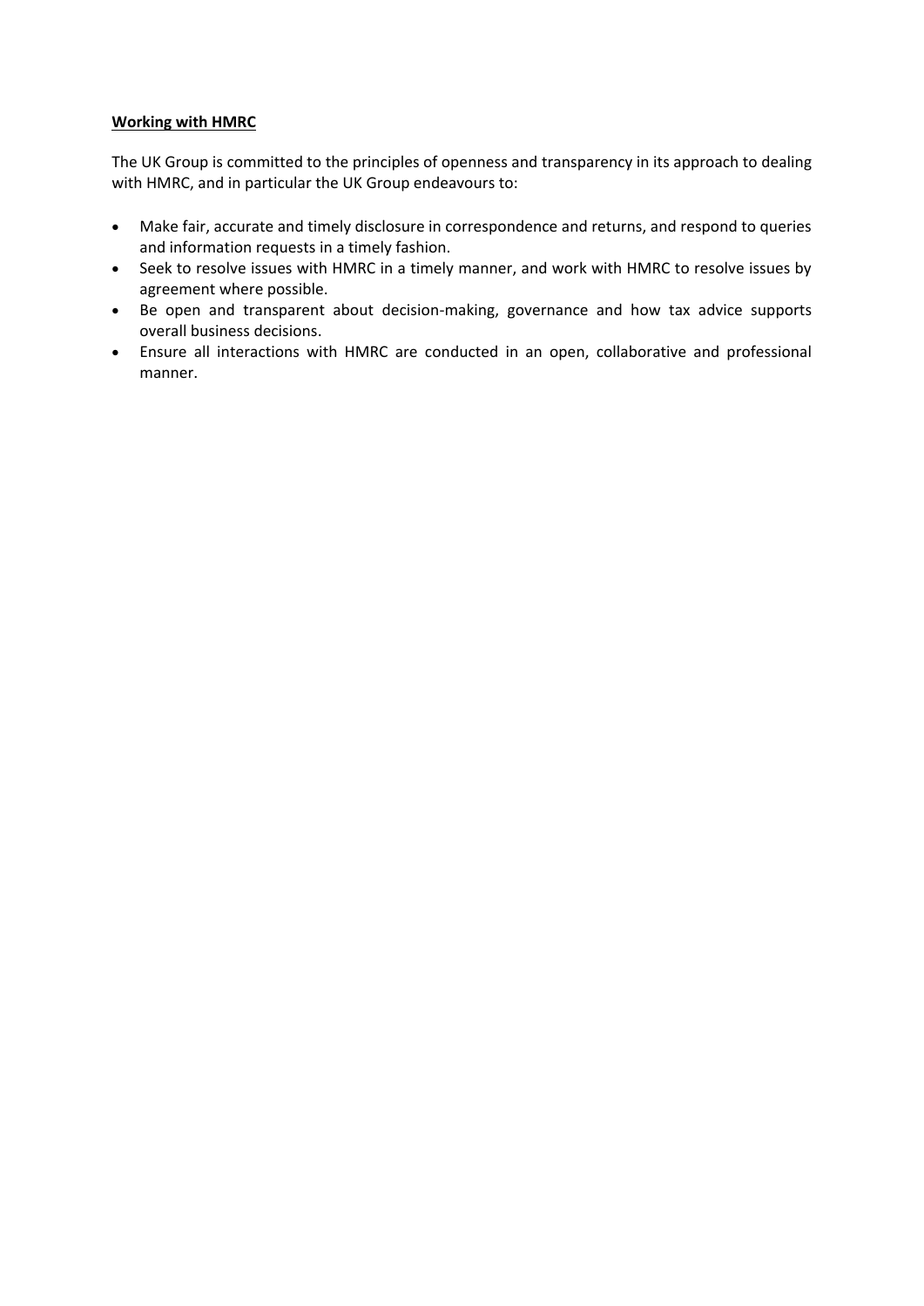## Working with HMRC

The UK Group is committed to the principles of openness and transparency in its approach to dealing with HMRC, and in particular the UK Group endeavours to:

- Make fair, accurate and timely disclosure in correspondence and returns, and respond to queries and information requests in a timely fashion.
- Seek to resolve issues with HMRC in a timely manner, and work with HMRC to resolve issues by agreement where possible.
- Be open and transparent about decision-making, governance and how tax advice supports overall business decisions.
- Ensure all interactions with HMRC are conducted in an open, collaborative and professional manner.